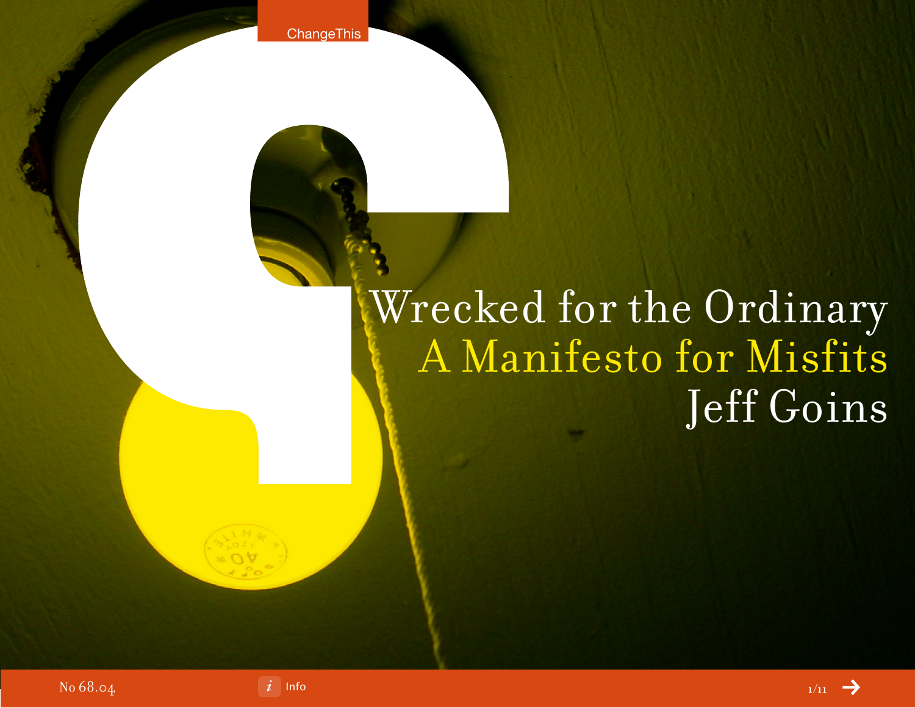# Wrecked for the Ordinary

## A Manifesto for Misfits

Jeff Goins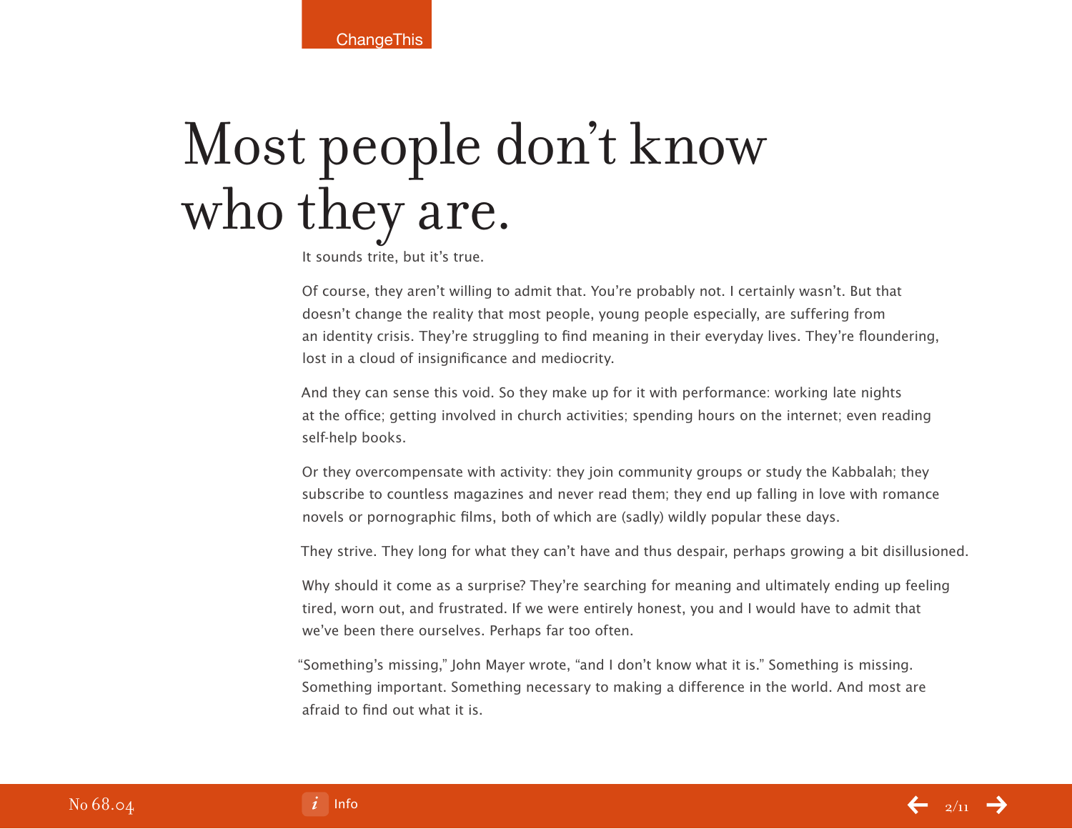# Most people don't know who they are.

It sounds trite, but it's true.

Of course, they aren't willing to admit that. You're probably not. I certainly wasn't. But that doesn't change the reality that most people, young people especially, are suffering from an identity crisis. They're struggling to find meaning in their everyday lives. They're floundering, lost in a cloud of insignificance and mediocrity.

And they can sense this void. So they make up for it with performance: working late nights at the office; getting involved in church activities; spending hours on the internet; even reading self-help books.

Or they overcompensate with activity: they join community groups or study the Kabbalah; they subscribe to countless magazines and never read them; they end up falling in love with romance novels or pornographic films, both of which are (sadly) wildly popular these days.

They strive. They long for what they can't have and thus despair, perhaps growing a bit disillusioned.

Why should it come as a surprise? They're searching for meaning and ultimately ending up feeling tired, worn out, and frustrated. If we were entirely honest, you and I would have to admit that we've been there ourselves. Perhaps far too often.

"Something's missing," John Mayer wrote, "and I don't know what it is." Something is missing. Something important. Something necessary to making a difference in the world. And most are afraid to find out what it is.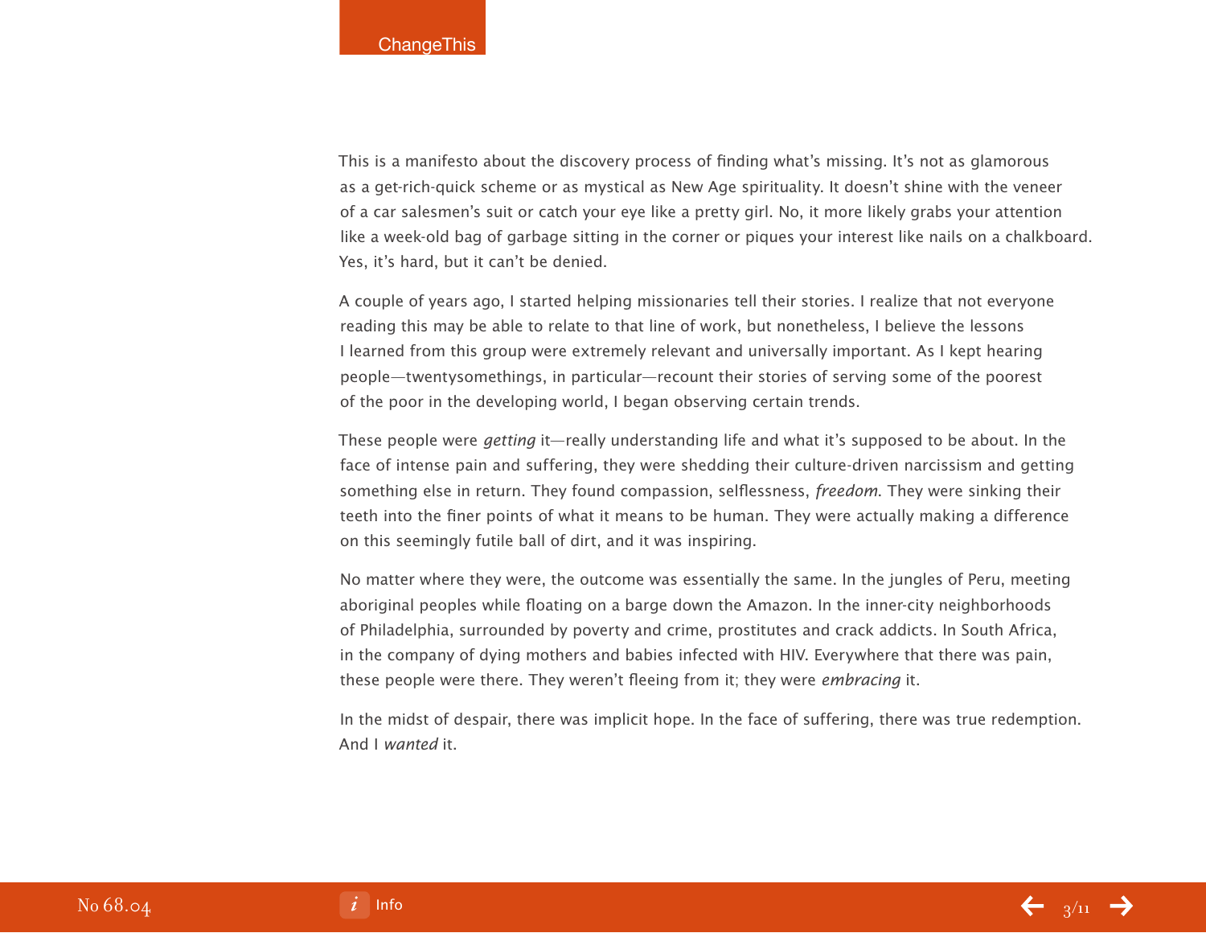This is a manifesto about the discovery process of finding what's missing. It's not as glamorous as a get-rich-quick scheme or as mystical as New Age spirituality. It doesn't shine with the veneer of a car salesmen's suit or catch your eye like a pretty girl. No, it more likely grabs your attention like a week-old bag of garbage sitting in the corner or piques your interest like nails on a chalkboard. Yes, it's hard, but it can't be denied.

A couple of years ago, I started helping missionaries tell their stories. I realize that not everyone reading this may be able to relate to that line of work, but nonetheless, I believe the lessons I learned from this group were extremely relevant and universally important. As I kept hearing people—twentysomethings, in particular—recount their stories of serving some of the poorest of the poor in the developing world, I began observing certain trends.

These people were *getting* it—really understanding life and what it's supposed to be about. In the face of intense pain and suffering, they were shedding their culture-driven narcissism and getting something else in return. They found compassion, selflessness, *freedom*. They were sinking their teeth into the finer points of what it means to be human. They were actually making a difference on this seemingly futile ball of dirt, and it was inspiring.

No matter where they were, the outcome was essentially the same. In the jungles of Peru, meeting aboriginal peoples while floating on a barge down the Amazon. In the inner-city neighborhoods of Philadelphia, surrounded by poverty and crime, prostitutes and crack addicts. In South Africa, in the company of dying mothers and babies infected with HIV. Everywhere that there was pain, these people were there. They weren't fleeing from it; they were *embracing* it.

In the midst of despair, there was implicit hope. In the face of suffering, there was true redemption. And I *wanted* it.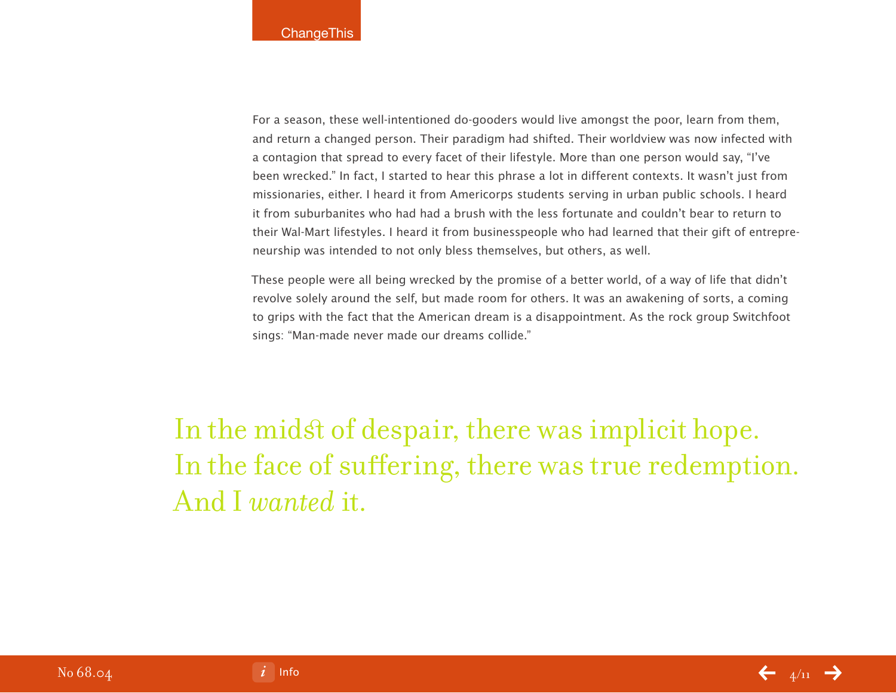For a season, these well-intentioned do-gooders would live amongst the poor, learn from them, and return a changed person. Their paradigm had shifted. Their worldview was now infected with a contagion that spread to every facet of their lifestyle. More than one person would say, "I've been wrecked." In fact, I started to hear this phrase a lot in different contexts. It wasn't just from missionaries, either. I heard it from Americorps students serving in urban public schools. I heard it from suburbanites who had had a brush with the less fortunate and couldn't bear to return to their Wal-Mart lifestyles. I heard it from businesspeople who had learned that their gift of entrepreneurship was intended to not only bless themselves, but others, as well.

These people were all being wrecked by the promise of a better world, of a way of life that didn't revolve solely around the self, but made room for others. It was an awakening of sorts, a coming to grips with the fact that the American dream is a disappointment. As the rock group Switchfoot sings: "Man-made never made our dreams collide."

> In the midst of despair, there was implicit hope. In the face of suffering, there was true redemption. And I *wanted* it.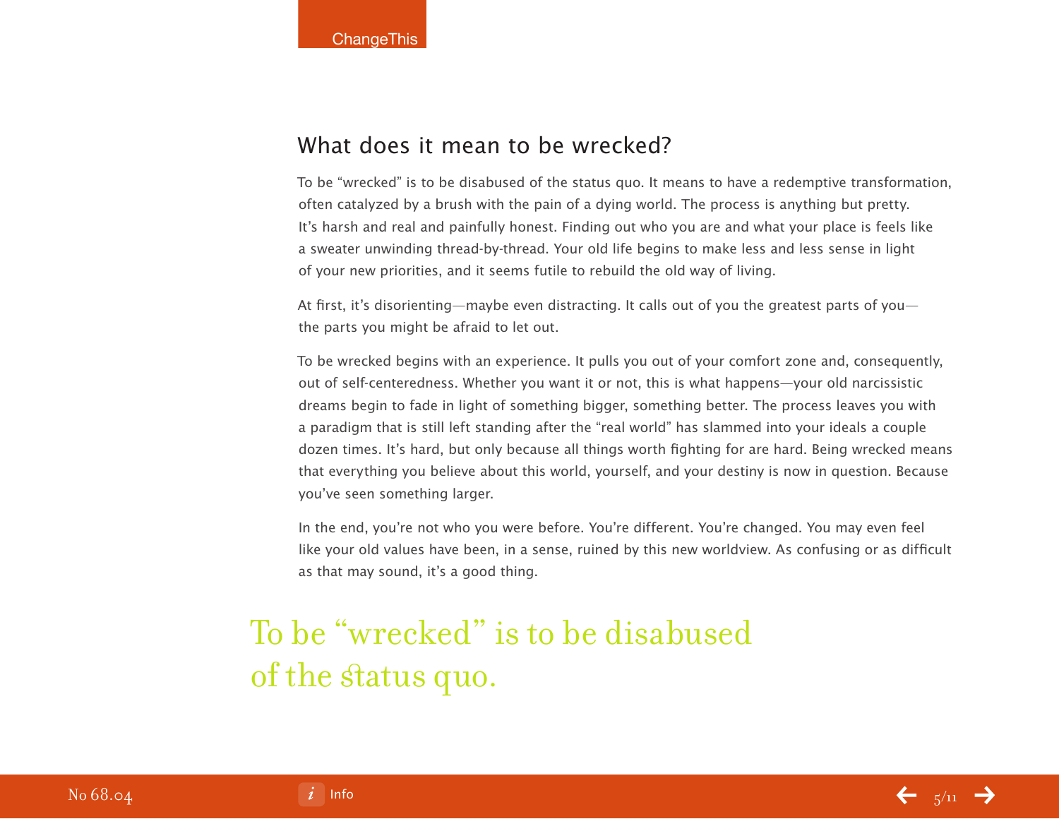## What does it mean to be wrecked?

To be "wrecked" is to be disabused of the status quo. It means to have a redemptive transformation, often catalyzed by a brush with the pain of a dying world. The process is anything but pretty. It's harsh and real and painfully honest. Finding out who you are and what your place is feels like a sweater unwinding thread-by-thread. Your old life begins to make less and less sense in light of your new priorities, and it seems futile to rebuild the old way of living.

At first, it's disorienting—maybe even distracting. It calls out of you the greatest parts of you—the parts you might be afraid to let out.

To be wrecked begins with an experience. It pulls you out of your comfort zone and, consequently, out of self-centeredness. Whether you want it or not, this is what happens—your old narcissistic dreams begin to fade in light of something bigger, something better. The process leaves you with a paradigm that is still left standing after the "real world" has slammed into your ideals a couple dozen times. It's hard, but only because all things worth fighting for are hard. Being wrecked means that everything you believe about this world, yourself, and your destiny is now in question. Because you've seen something larger.

In the end, you're not who you were before. You're different. You're changed. You may even feel like your old values have been, in a sense, ruined by this new worldview. As confusing or as difficult as that may sound, it's a good thing.

> To be "wrecked" is to be disabused of the status quo.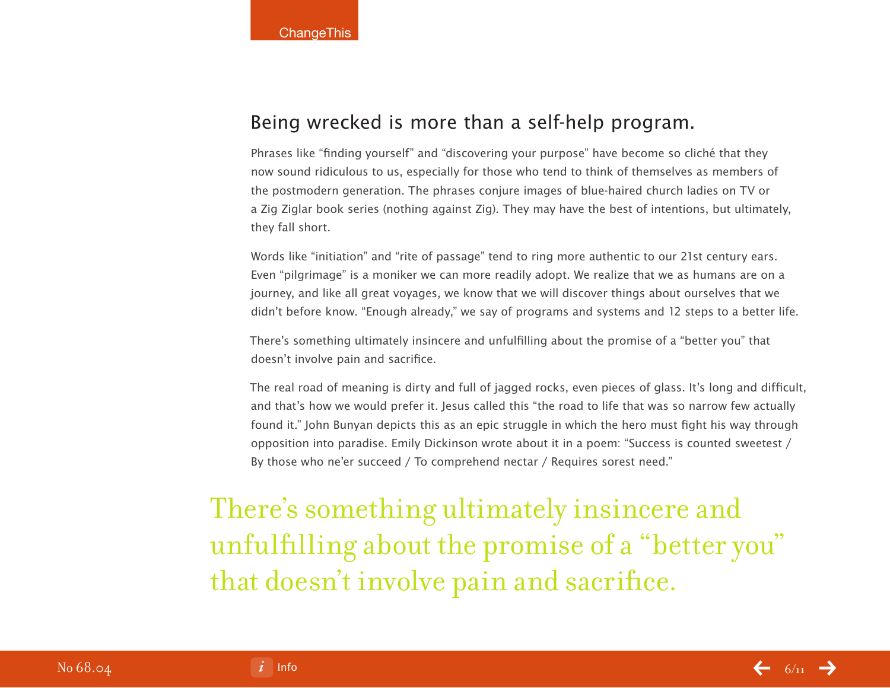## Being wrecked is more than a self-help program.

Phrases like "finding yourself" and "discovering your purpose" have become so cliché that they now sound ridiculous to us, especially for those who tend to think of themselves as members of the postmodern generation. The phrases conjure images of blue-haired church ladies on TV or a Zig Ziglar book series (nothing against Zig). They may have the best of intentions, but ultimately, they fall short.

Words like "initiation" and "rite of passage" tend to ring more authentic to our 21st century ears. Even "pilgrimage" is a moniker we can more readily adopt. We realize that we as humans are on a journey, and like all great voyages, we know that we will discover things about ourselves that we didn't before know. "Enough already," we say of programs and systems and 12 steps to a better life.

There's something ultimately insincere and unfulfilling about the promise of a "better you" that doesn't involve pain and sacrifice.

The real road of meaning is dirty and full of jagged rocks, even pieces of glass. It's long and difficult, and that's how we would prefer it. Jesus called this "the road to life that was so narrow few actually found it." John Bunyan depicts this as an epic struggle in which the hero must fight his way through opposition into paradise. Emily Dickinson wrote about it in a poem: "Success is counted sweetest / By those who ne'er succeed / To comprehend nectar / Requires sorest need."

> There's something ultimately insincere and unfulfilling about the promise of a "better you" that doesn't involve pain and sacrifice.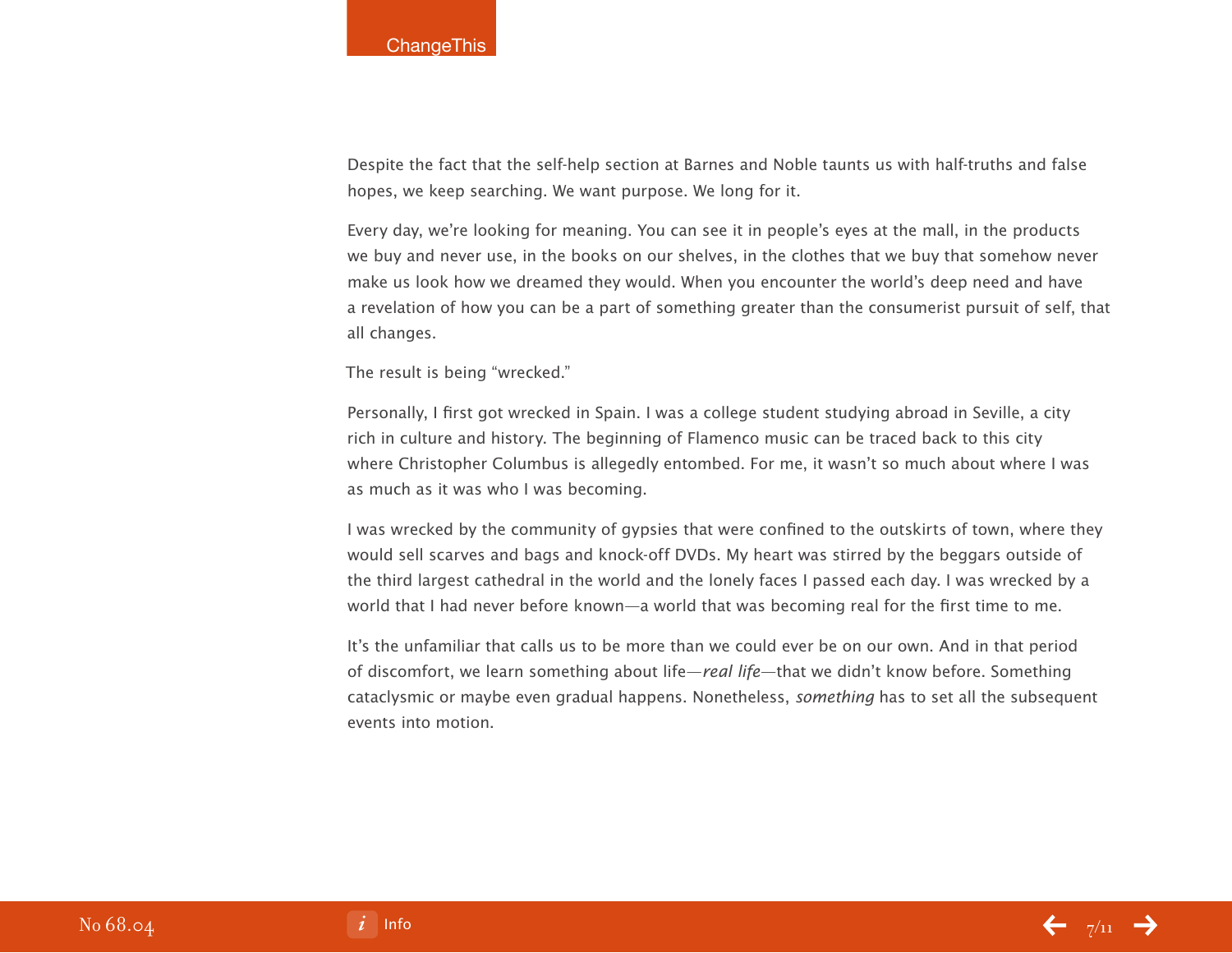Despite the fact that the self-help section at Barnes and Noble taunts us with half-truths and false hopes, we keep searching. We want purpose. We long for it.

Every day, we're looking for meaning. You can see it in people's eyes at the mall, in the products we buy and never use, in the books on our shelves, in the clothes that we buy that somehow never make us look how we dreamed they would. When you encounter the world's deep need and have a revelation of how you can be a part of something greater than the consumerist pursuit of self, that all changes.

The result is being "wrecked."

Personally, I first got wrecked in Spain. I was a college student studying abroad in Seville, a city rich in culture and history. The beginning of Flamenco music can be traced back to this city where Christopher Columbus is allegedly entombed. For me, it wasn't so much about where I was as much as it was who I was becoming.

I was wrecked by the community of gypsies that were confined to the outskirts of town, where they would sell scarves and bags and knock-off DVDs. My heart was stirred by the beggars outside of the third largest cathedral in the world and the lonely faces I passed each day. I was wrecked by a world that I had never before known—a world that was becoming real for the first time to me.

It's the unfamiliar that calls us to be more than we could ever be on our own. And in that period of discomfort, we learn something about life—*real life*—that we didn't know before. Something cataclysmic or maybe even gradual happens. Nonetheless, *something* has to set all the subsequent events into motion.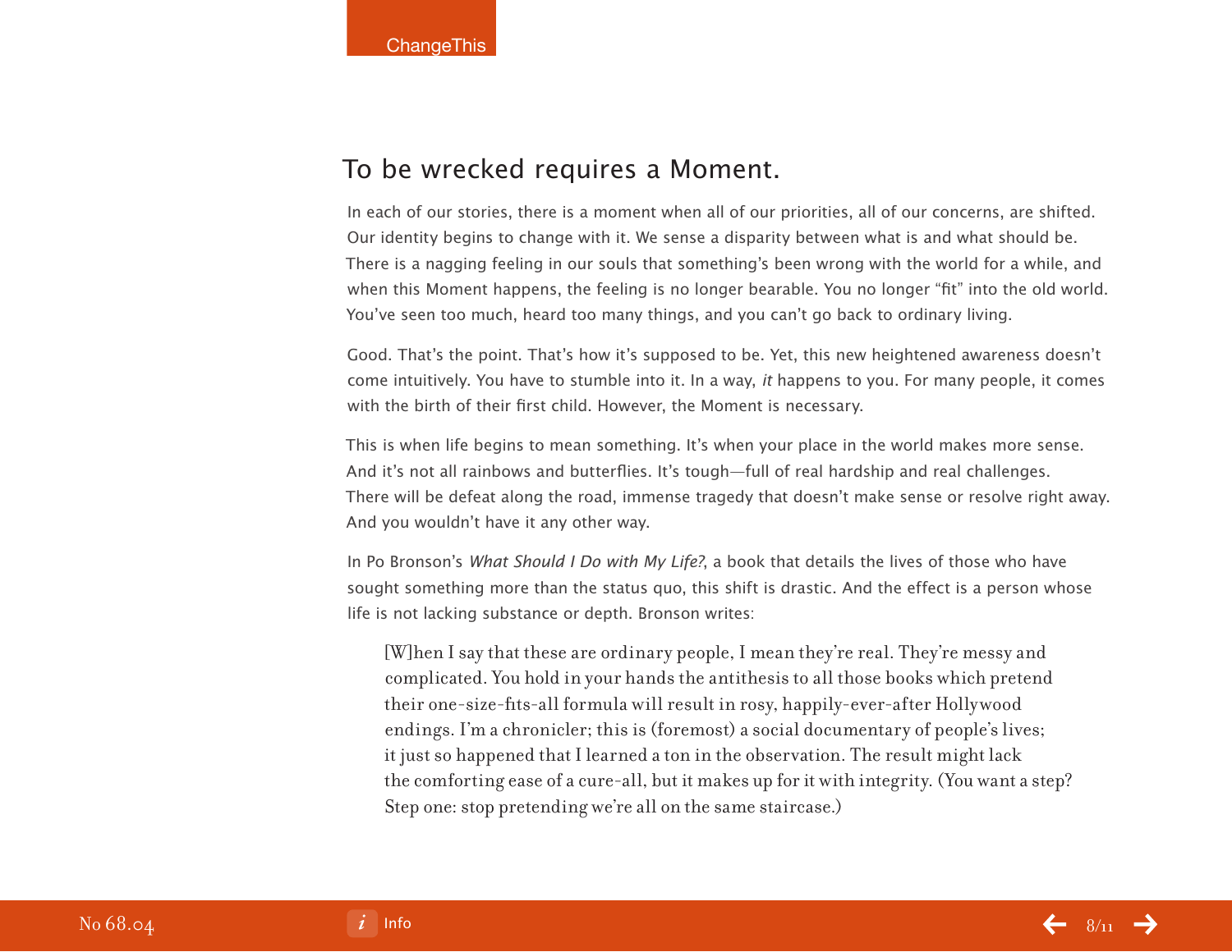## To be wrecked requires a Moment.

In each of our stories, there is a moment when all of our priorities, all of our concerns, are shifted. Our identity begins to change with it. We sense a disparity between what is and what should be. There is a nagging feeling in our souls that something's been wrong with the world for a while, and when this Moment happens, the feeling is no longer bearable. You no longer "fit" into the old world. You've seen too much, heard too many things, and you can't go back to ordinary living.

Good. That's the point. That's how it's supposed to be. Yet, this new heightened awareness doesn't come intuitively. You have to stumble into it. In a way, *it* happens to you. For many people, it comes with the birth of their first child. However, the Moment is necessary.

This is when life begins to mean something. It's when your place in the world makes more sense. And it's not all rainbows and butterflies. It's tough—full of real hardship and real challenges. There will be defeat along the road, immense tragedy that doesn't make sense or resolve right away. And you wouldn't have it any other way.

In Po Bronson's *What Should I Do with My Life?*, a book that details the lives of those who have sought something more than the status quo, this shift is drastic. And the effect is a person whose life is not lacking substance or depth. Bronson writes:

> [W]hen I say that these are ordinary people, I mean they're real. They're messy and complicated. You hold in your hands the antithesis to all those books which pretend their one-size-fits-all formula will result in rosy, happily-ever-after Hollywood endings. I'm a chronicler; this is (foremost) a social documentary of people's lives; it just so happened that I learned a ton in the observation. The result might lack the comforting ease of a cure-all, but it makes up for it with integrity. (You want a step? Step one: stop pretending we're all on the same staircase.)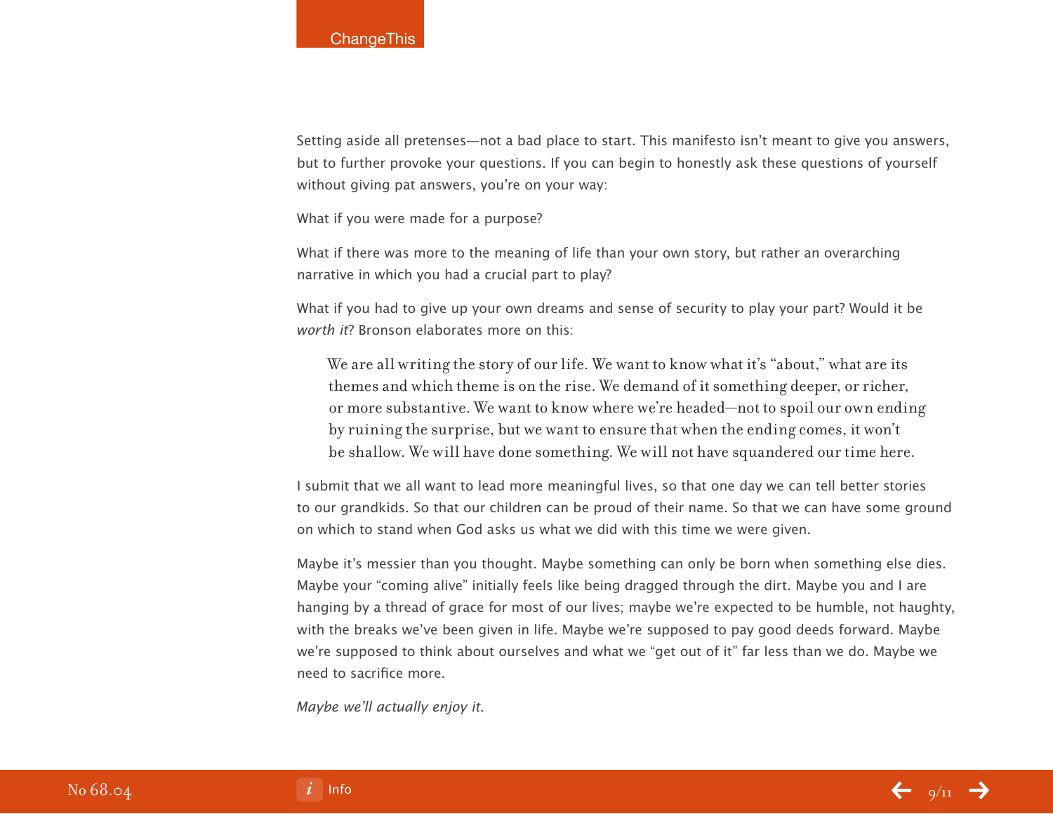Setting aside all pretenses—not a bad place to start. This manifesto isn't meant to give you answers, but to further provoke your questions. If you can begin to honestly ask these questions of yourself without giving pat answers, you're on your way:

What if you were made for a purpose?

What if there was more to the meaning of life than your own story, but rather an overarching narrative in which you had a crucial part to play?

What if you had to give up your own dreams and sense of security to play your part? Would it be *worth it*? Bronson elaborates more on this:

> We are all writing the story of our life. We want to know what it's "about," what are its themes and which theme is on the rise. We demand of it something deeper, or richer, or more substantive. We want to know where we're headed—not to spoil our own ending by ruining the surprise, but we want to ensure that when the ending comes, it won't be shallow. We will have done something. We will not have squandered our time here.

I submit that we all want to lead more meaningful lives, so that one day we can tell better stories to our grandkids. So that our children can be proud of their name. So that we can have some ground on which to stand when God asks us what we did with this time we were given.

Maybe it's messier than you thought. Maybe something can only be born when something else dies. Maybe your "coming alive" initially feels like being dragged through the dirt. Maybe you and I are hanging by a thread of grace for most of our lives; maybe we're expected to be humble, not haughty, with the breaks we've been given in life. Maybe we're supposed to pay good deeds forward. Maybe we're supposed to think about ourselves and what we "get out of it" far less than we do. Maybe we need to sacrifice more.

*Maybe we'll actually enjoy it.*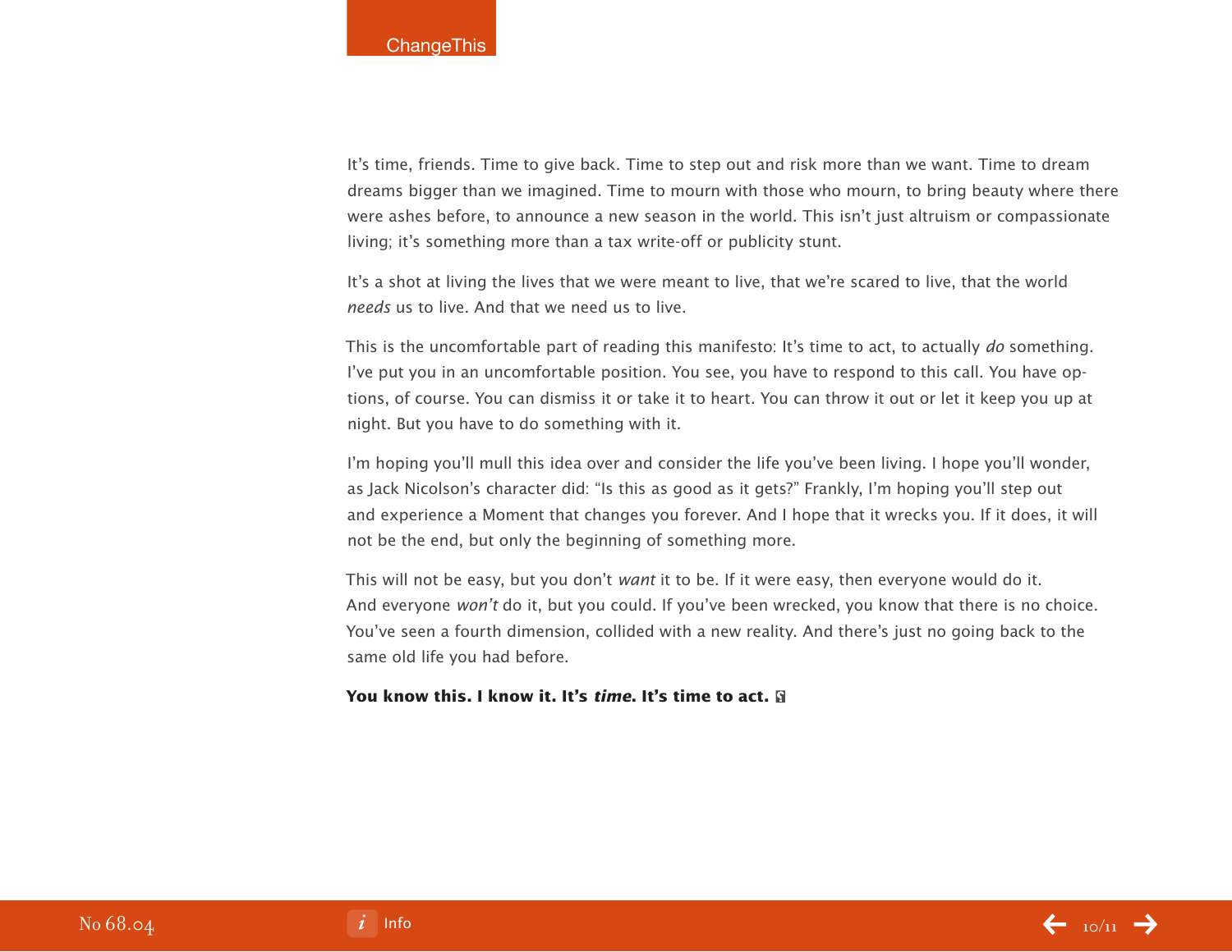It's time, friends. Time to give back. Time to step out and risk more than we want. Time to dream dreams bigger than we imagined. Time to mourn with those who mourn, to bring beauty where there were ashes before, to announce a new season in the world. This isn't just altruism or compassionate living; it's something more than a tax write-off or publicity stunt.

It's a shot at living the lives that we were meant to live, that we're scared to live, that the world *needs* us to live. And that we need us to live.

This is the uncomfortable part of reading this manifesto: It's time to act, to actually *do* something. I've put you in an uncomfortable position. You see, you have to respond to this call. You have options, of course. You can dismiss it or take it to heart. You can throw it out or let it keep you up at night. But you have to do something with it.

I'm hoping you'll mull this idea over and consider the life you've been living. I hope you'll wonder, as Jack Nicolson's character did: "Is this as good as it gets?" Frankly, I'm hoping you'll step out and experience a Moment that changes you forever. And I hope that it wrecks you. If it does, it will not be the end, but only the beginning of something more.

This will not be easy, but you don't *want* it to be. If it were easy, then everyone would do it. And everyone *won't* do it, but you could. If you've been wrecked, you know that there is no choice. You've seen a fourth dimension, collided with a new reality. And there's just no going back to the same old life you had before.

**You know this. I know it. It's *time*. It's time to act.**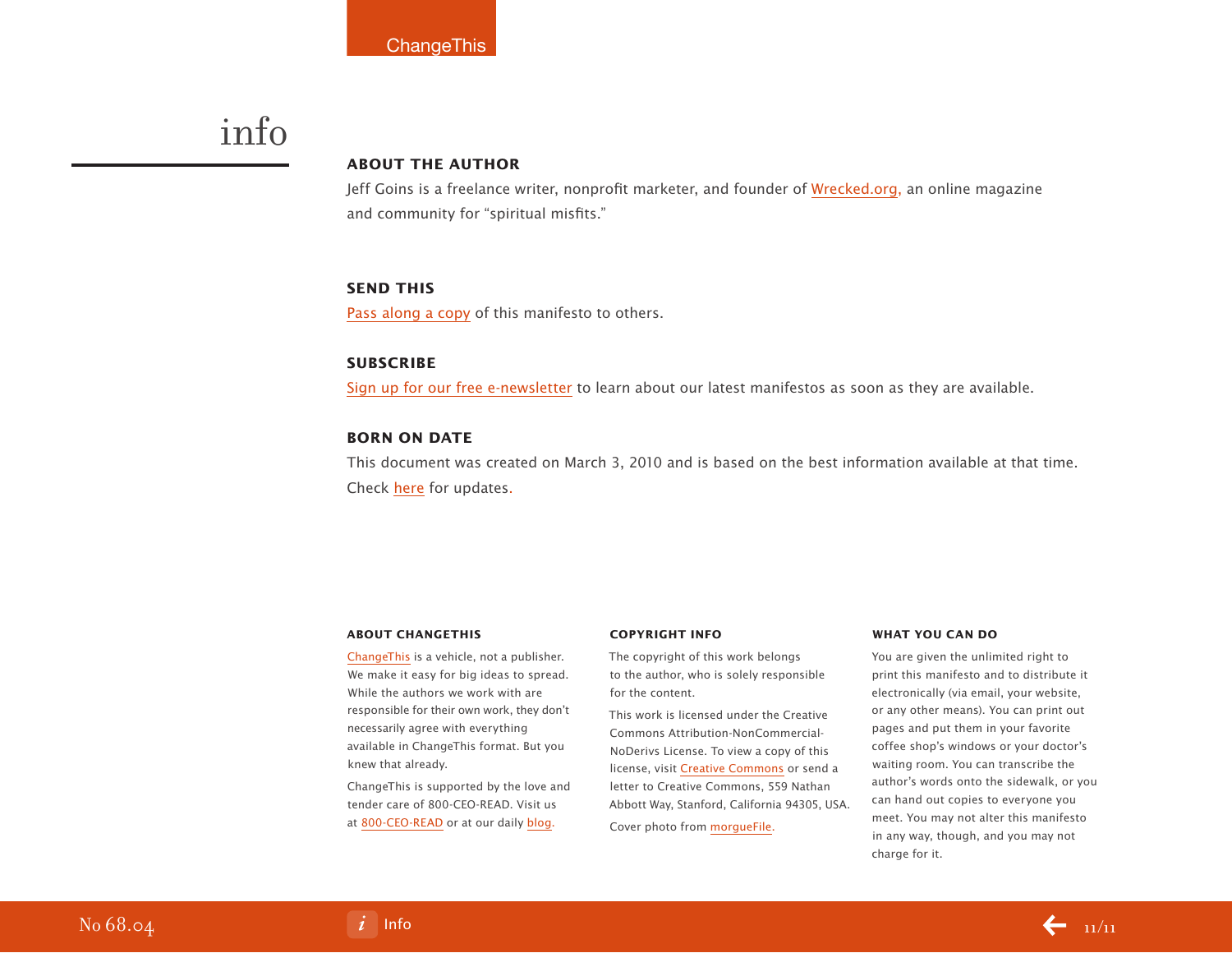# info

### ABOUT THE AUTHOR

Jeff Goins is a freelance writer, nonprofit marketer, and founder of Wrecked.org, an online magazine and community for "spiritual misfits."

### SEND THIS

Pass along a copy of this manifesto to others.

### SUBSCRIBE

Sign up for our free e-newsletter to learn about our latest manifestos as soon as they are available.

### BORN ON DATE

This document was created on March 3, 2010 and is based on the best information available at that time. Check here for updates.

#### ABOUT CHANGETHIS

ChangeThis is a vehicle, not a publisher. We make it easy for big ideas to spread. While the authors we work with are responsible for their own work, they don't necessarily agree with everything available in ChangeThis format. But you knew that already.

ChangeThis is supported by the love and tender care of 800-CEO-READ. Visit us at 800-CEO-READ or at our daily blog.

#### COPYRIGHT INFO

The copyright of this work belongs to the author, who is solely responsible for the content.

This work is licensed under the Creative Commons Attribution-NonCommercial-NoDerivs License. To view a copy of this license, visit Creative Commons or send a letter to Creative Commons, 559 Nathan Abbott Way, Stanford, California 94305, USA.

Cover photo from morgueFile.

#### WHAT YOU CAN DO

You are given the unlimited right to print this manifesto and to distribute it electronically (via email, your website, or any other means). You can print out pages and put them in your favorite coffee shop's windows or your doctor's waiting room. You can transcribe the author's words onto the sidewalk, or you can hand out copies to everyone you meet. You may not alter this manifesto in any way, though, and you may not charge for it.